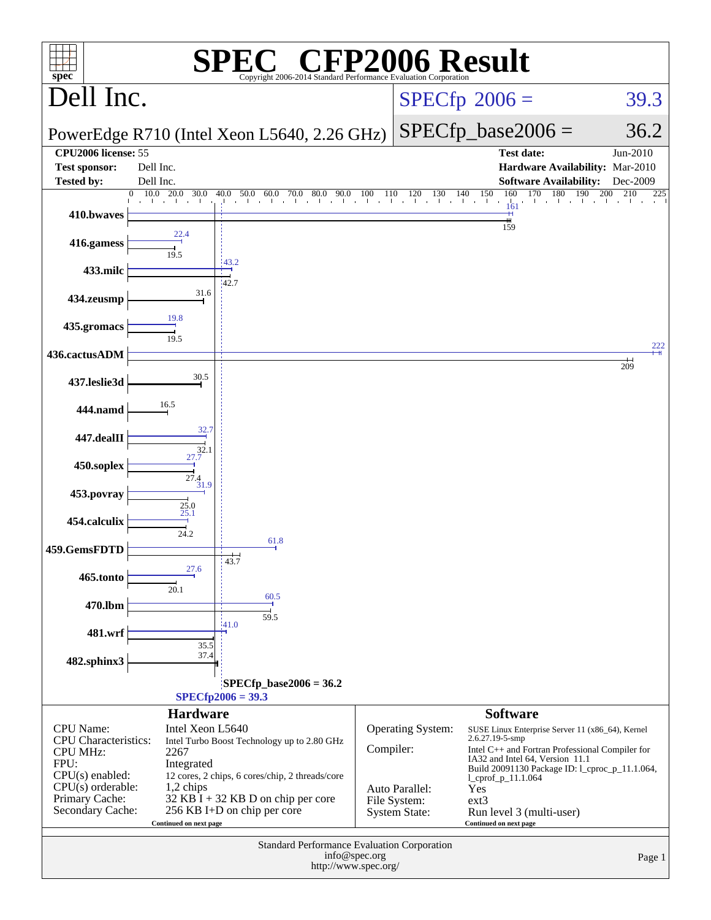# SPEC CFP2006 Result

Copyright 2006-2014 Standard Performance Evaluation Corporation

## Dell Inc.

PowerEdge R710 (Intel Xeon L5640, 2.26 GHz)

SPECfp 2006 = 39.3

SPECfp_base2006 = 36.2

| | | | |
|---|---|---|---|
| **CPU2006 license:** 55 | | **Test date:** | Jun-2010 |
| **Test sponsor:** | Dell Inc. | **Hardware Availability:** | Mar-2010 |
| **Tested by:** | Dell Inc. | **Software Availability:** | Dec-2009 |

| Benchmark | Peak | Base |
|---|---|---|
| 410.bwaves | 161 | 159 |
| 416.gamess | 22.4 | 19.5 |
| 433.milc | 43.2 | 42.7 |
| 434.zeusmp | | 31.6 |
| 435.gromacs | 19.8 | 19.5 |
| 436.cactusADM | 222 | 209 |
| 437.leslie3d | | 30.5 |
| 444.namd | | 16.5 |
| 447.dealII | 32.7 | 32.1 |
| 450.soplex | 27.7 | 27.4 |
| 453.povray | 31.9 | 25.0 |
| 454.calculix | 25.1 | 24.2 |
| 459.GemsFDTD | 61.8 | 43.7 |
| 465.tonto | 27.6 | 20.1 |
| 470.lbm | 60.5 | 59.5 |
| 481.wrf | 41.0 | 35.5 |
| 482.sphinx3 | | 37.4 |

SPECfp_base2006 = 36.2

SPECfp2006 = 39.3

## Hardware

| | |
|---|---|
| CPU Name: | Intel Xeon L5640 |
| CPU Characteristics: | Intel Turbo Boost Technology up to 2.80 GHz |
| CPU MHz: | 2267 |
| FPU: | Integrated |
| CPU(s) enabled: | 12 cores, 2 chips, 6 cores/chip, 2 threads/core |
| CPU(s) orderable: | 1,2 chips |
| Primary Cache: | 32 KB I + 32 KB D on chip per core |
| Secondary Cache: | 256 KB I+D on chip per core |

Continued on next page

## Software

| | |
|---|---|
| Operating System: | SUSE Linux Enterprise Server 11 (x86_64), Kernel 2.6.27.19-5-smp |
| Compiler: | Intel C++ and Fortran Professional Compiler for IA32 and Intel 64, Version 11.1 Build 20091130 Package ID: l_cproc_p_11.1.064, l_cprof_p_11.1.064 |
| Auto Parallel: | Yes |
| File System: | ext3 |
| System State: | Run level 3 (multi-user) |

Continued on next page

Standard Performance Evaluation Corporation
info@spec.org
http://www.spec.org/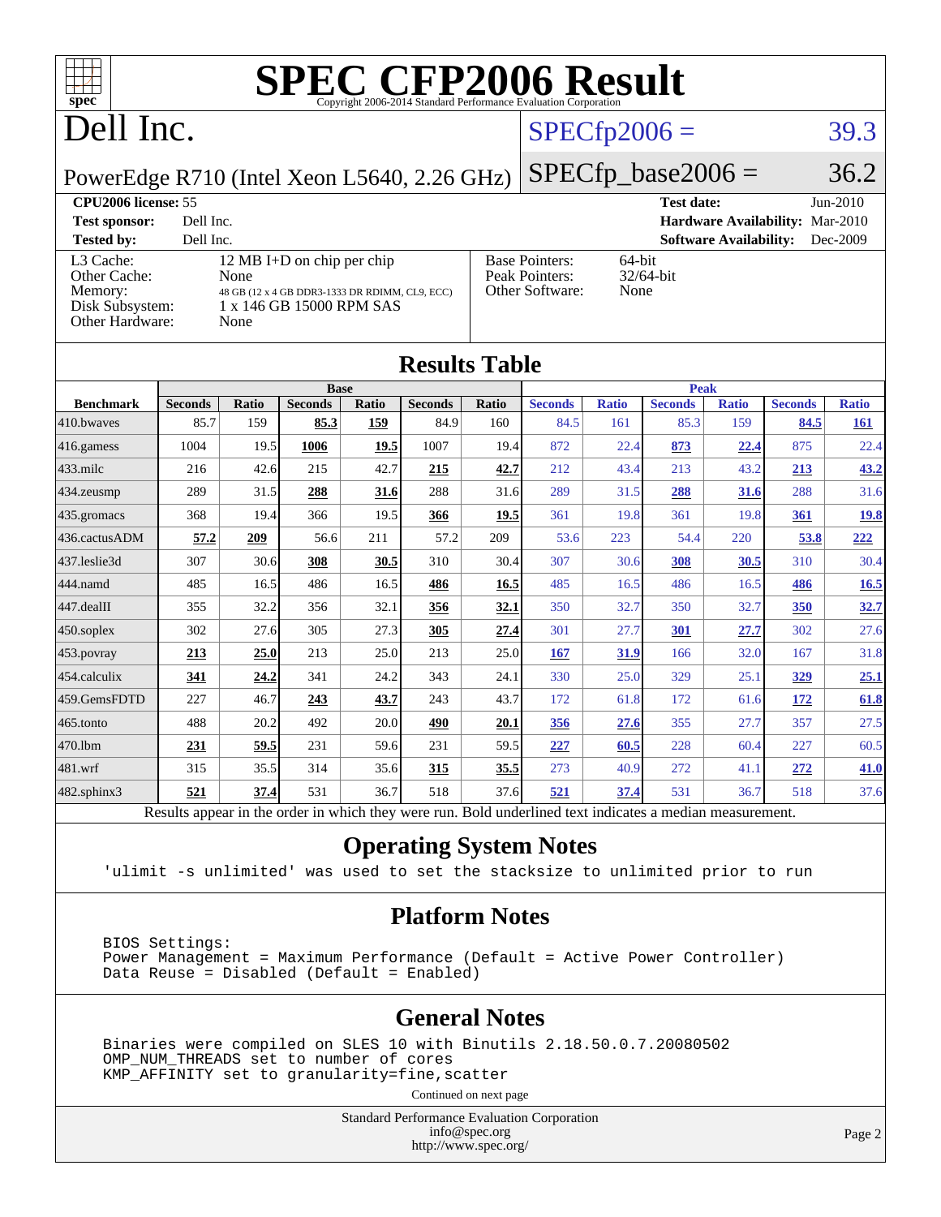# SPEC CFP2006 Result

Copyright 2006-2014 Standard Performance Evaluation Corporation

# Dell Inc.

PowerEdge R710 (Intel Xeon L5640, 2.26 GHz)

SPECfp2006 = 39.3

SPECfp_base2006 = 36.2

| | | | |
|---|---|---|---|
| **CPU2006 license:** 55 | | **Test date:** | Jun-2010 |
| **Test sponsor:** | Dell Inc. | **Hardware Availability:** | Mar-2010 |
| **Tested by:** | Dell Inc. | **Software Availability:** | Dec-2009 |

| | |
|---|---|
| L3 Cache: | 12 MB I+D on chip per chip |
| Other Cache: | None |
| Memory: | 48 GB (12 x 4 GB DDR3-1333 DR RDIMM, CL9, ECC) |
| Disk Subsystem: | 1 x 146 GB 15000 RPM SAS |
| Other Hardware: | None |

| | |
|---|---|
| Base Pointers: | 64-bit |
| Peak Pointers: | 32/64-bit |
| Other Software: | None |

## Results Table

| Benchmark | Base | | | | | | Peak | | | | | |
|---|---|---|---|---|---|---|---|---|---|---|---|---|
| | Seconds | Ratio | Seconds | Ratio | Seconds | Ratio | Seconds | Ratio | Seconds | Ratio | Seconds | Ratio |
| 410.bwaves | 85.7 | 159 | **85.3** | **159** | 84.9 | 160 | 84.5 | 161 | 85.3 | 159 | **84.5** | **161** |
| 416.gamess | 1004 | 19.5 | **1006** | **19.5** | 1007 | 19.4 | 872 | 22.4 | **873** | **22.4** | 875 | 22.4 |
| 433.milc | 216 | 42.6 | 215 | 42.7 | **215** | **42.7** | 212 | 43.4 | 213 | 43.2 | **213** | **43.2** |
| 434.zeusmp | 289 | 31.5 | **288** | **31.6** | 288 | 31.6 | 289 | 31.5 | **288** | **31.6** | 288 | 31.6 |
| 435.gromacs | 368 | 19.4 | 366 | 19.5 | **366** | **19.5** | 361 | 19.8 | 361 | 19.8 | **361** | **19.8** |
| 436.cactusADM | **57.2** | **209** | 56.6 | 211 | 57.2 | 209 | 53.6 | 223 | 54.4 | 220 | **53.8** | **222** |
| 437.leslie3d | 307 | 30.6 | **308** | **30.5** | 310 | 30.4 | 307 | 30.6 | **308** | **30.5** | 310 | 30.4 |
| 444.namd | 485 | 16.5 | 486 | 16.5 | **486** | **16.5** | 485 | 16.5 | 486 | 16.5 | **486** | **16.5** |
| 447.dealII | 355 | 32.2 | 356 | 32.1 | **356** | **32.1** | 350 | 32.7 | 350 | 32.7 | **350** | **32.7** |
| 450.soplex | 302 | 27.6 | 305 | 27.3 | **305** | **27.4** | 301 | 27.7 | **301** | **27.7** | 302 | 27.6 |
| 453.povray | **213** | **25.0** | 213 | 25.0 | 213 | 25.0 | **167** | **31.9** | 166 | 32.0 | 167 | 31.8 |
| 454.calculix | **341** | **24.2** | 341 | 24.2 | 343 | 24.1 | 330 | 25.0 | 329 | 25.1 | **329** | **25.1** |
| 459.GemsFDTD | 227 | 46.7 | **243** | **43.7** | 243 | 43.7 | 172 | 61.8 | 172 | 61.6 | **172** | **61.8** |
| 465.tonto | 488 | 20.2 | 492 | 20.0 | **490** | **20.1** | **356** | **27.6** | 355 | 27.7 | 357 | 27.5 |
| 470.lbm | **231** | **59.5** | 231 | 59.6 | 231 | 59.5 | **227** | **60.5** | 228 | 60.4 | 227 | 60.5 |
| 481.wrf | 315 | 35.5 | 314 | 35.6 | **315** | **35.5** | 273 | 40.9 | 272 | 41.1 | **272** | **41.0** |
| 482.sphinx3 | **521** | **37.4** | 531 | 36.7 | 518 | 37.6 | **521** | **37.4** | 531 | 36.7 | 518 | 37.6 |

Results appear in the order in which they were run. Bold underlined text indicates a median measurement.

## Operating System Notes

```
'ulimit -s unlimited' was used to set the stacksize to unlimited prior to run
```

## Platform Notes

```
BIOS Settings:
Power Management = Maximum Performance (Default = Active Power Controller)
Data Reuse = Disabled (Default = Enabled)
```

## General Notes

```
Binaries were compiled on SLES 10 with Binutils 2.18.50.0.7.20080502
OMP_NUM_THREADS set to number of cores
KMP_AFFINITY set to granularity=fine,scatter
```

Continued on next page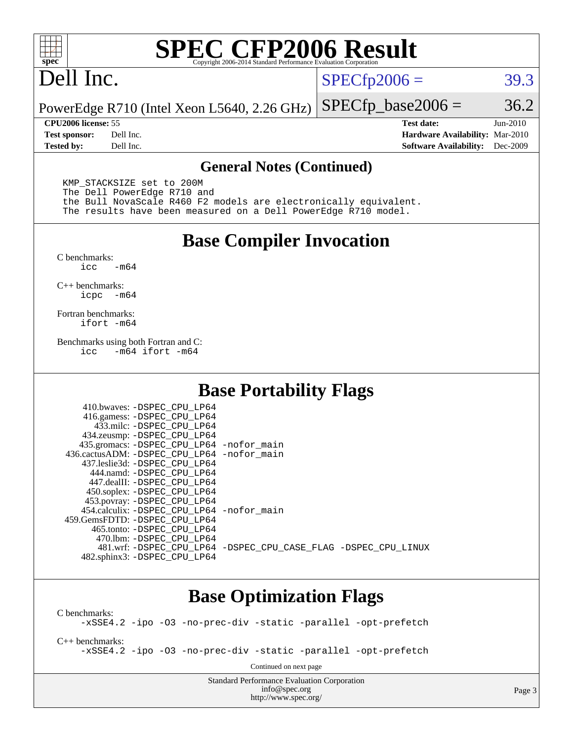# SPEC CFP2006 Result

Copyright 2006-2014 Standard Performance Evaluation Corporation

# Dell Inc.

PowerEdge R710 (Intel Xeon L5640, 2.26 GHz)

SPECfp2006 = 39.3

SPECfp_base2006 = 36.2

| | | | |
|---|---|---|---|
| **CPU2006 license:** 55 | | **Test date:** | Jun-2010 |
| **Test sponsor:** | Dell Inc. | **Hardware Availability:** | Mar-2010 |
| **Tested by:** | Dell Inc. | **Software Availability:** | Dec-2009 |

## General Notes (Continued)

```
KMP_STACKSIZE set to 200M
The Dell PowerEdge R710 and
the Bull NovaScale R460 F2 models are electronically equivalent.
The results have been measured on a Dell PowerEdge R710 model.
```

## Base Compiler Invocation

C benchmarks:
```
icc   -m64
```

C++ benchmarks:
```
icpc  -m64
```

Fortran benchmarks:
```
ifort -m64
```

Benchmarks using both Fortran and C:
```
icc   -m64 ifort -m64
```

## Base Portability Flags

```
   410.bwaves: -DSPEC_CPU_LP64
   416.gamess: -DSPEC_CPU_LP64
     433.milc: -DSPEC_CPU_LP64
   434.zeusmp: -DSPEC_CPU_LP64
  435.gromacs: -DSPEC_CPU_LP64 -nofor_main
436.cactusADM: -DSPEC_CPU_LP64 -nofor_main
  437.leslie3d: -DSPEC_CPU_LP64
     444.namd: -DSPEC_CPU_LP64
   447.dealII: -DSPEC_CPU_LP64
   450.soplex: -DSPEC_CPU_LP64
   453.povray: -DSPEC_CPU_LP64
 454.calculix: -DSPEC_CPU_LP64 -nofor_main
459.GemsFDTD: -DSPEC_CPU_LP64
    465.tonto: -DSPEC_CPU_LP64
      470.lbm: -DSPEC_CPU_LP64
      481.wrf: -DSPEC_CPU_LP64 -DSPEC_CPU_CASE_FLAG -DSPEC_CPU_LINUX
  482.sphinx3: -DSPEC_CPU_LP64
```

## Base Optimization Flags

C benchmarks:
```
-xSSE4.2 -ipo -O3 -no-prec-div -static -parallel -opt-prefetch
```

C++ benchmarks:
```
-xSSE4.2 -ipo -O3 -no-prec-div -static -parallel -opt-prefetch
```

Continued on next page

Standard Performance Evaluation Corporation
info@spec.org
http://www.spec.org/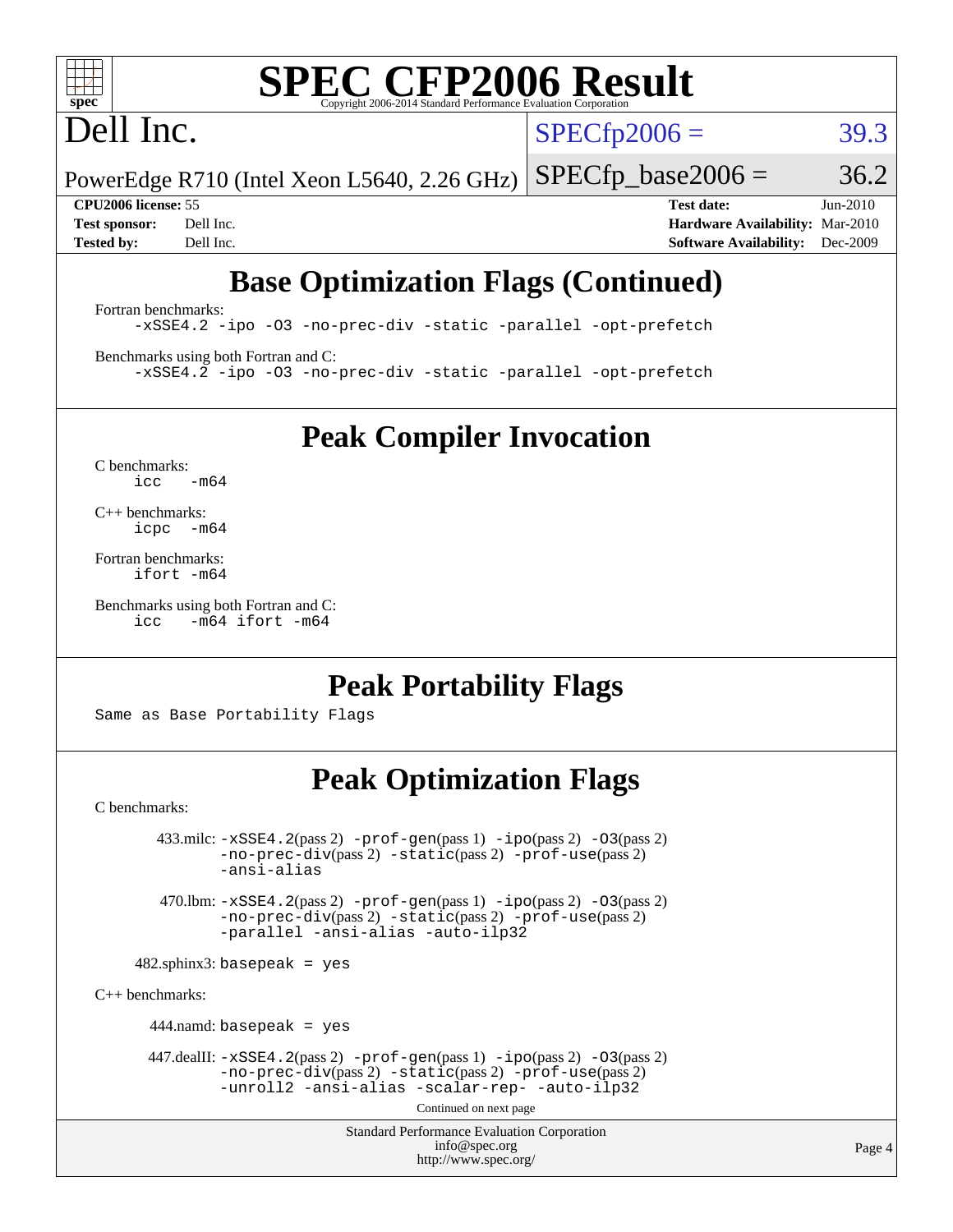# Base Optimization Flags (Continued)

Fortran benchmarks:

```
-xSSE4.2 -ipo -O3 -no-prec-div -static -parallel -opt-prefetch
```

Benchmarks using both Fortran and C:

```
-xSSE4.2 -ipo -O3 -no-prec-div -static -parallel -opt-prefetch
```

# Peak Compiler Invocation

C benchmarks:

```
icc   -m64
```

C++ benchmarks:

```
icpc  -m64
```

Fortran benchmarks:

```
ifort -m64
```

Benchmarks using both Fortran and C:

```
icc   -m64 ifort -m64
```

# Peak Portability Flags

Same as Base Portability Flags

# Peak Optimization Flags

C benchmarks:

433.milc: `-xSSE4.2`(pass 2) `-prof-gen`(pass 1) `-ipo`(pass 2) `-O3`(pass 2) `-no-prec-div`(pass 2) `-static`(pass 2) `-prof-use`(pass 2) `-ansi-alias`

470.lbm: `-xSSE4.2`(pass 2) `-prof-gen`(pass 1) `-ipo`(pass 2) `-O3`(pass 2) `-no-prec-div`(pass 2) `-static`(pass 2) `-prof-use`(pass 2) `-parallel -ansi-alias -auto-ilp32`

482.sphinx3: `basepeak = yes`

C++ benchmarks:

444.namd: `basepeak = yes`

447.dealII: `-xSSE4.2`(pass 2) `-prof-gen`(pass 1) `-ipo`(pass 2) `-O3`(pass 2) `-no-prec-div`(pass 2) `-static`(pass 2) `-prof-use`(pass 2) `-unroll2 -ansi-alias -scalar-rep- -auto-ilp32`

Continued on next page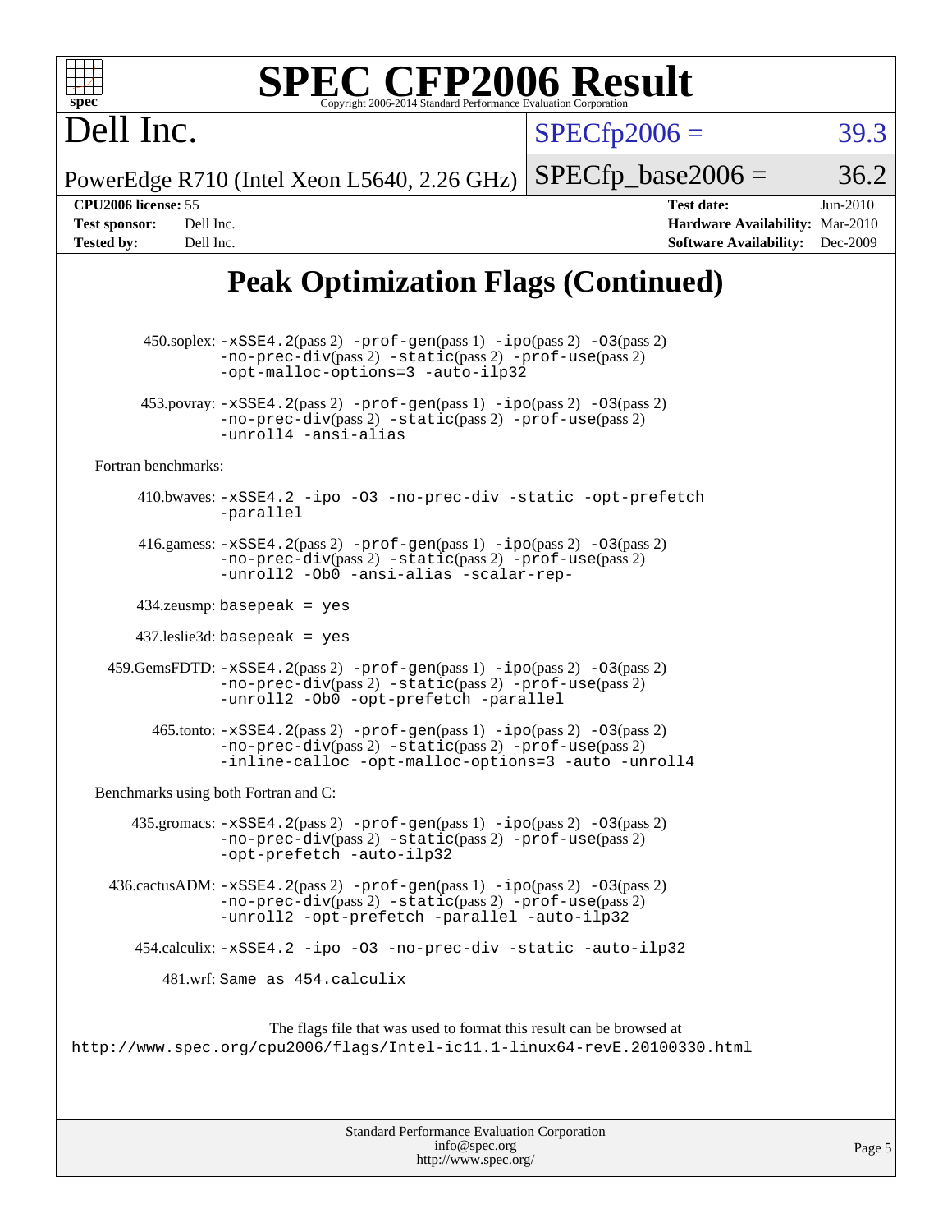# SPEC CFP2006 Result

Copyright 2006-2014 Standard Performance Evaluation Corporation

**Dell Inc.**

PowerEdge R710 (Intel Xeon L5640, 2.26 GHz)

SPECfp2006 = 39.3

SPECfp_base2006 = 36.2

| | | | |
|---|---|---|---|
| **CPU2006 license:** | 55 | **Test date:** | Jun-2010 |
| **Test sponsor:** | Dell Inc. | **Hardware Availability:** | Mar-2010 |
| **Tested by:** | Dell Inc. | **Software Availability:** | Dec-2009 |

## Peak Optimization Flags (Continued)

450.soplex: `-xSSE4.2`(pass 2) `-prof-gen`(pass 1) `-ipo`(pass 2) `-O3`(pass 2) `-no-prec-div`(pass 2) `-static`(pass 2) `-prof-use`(pass 2) `-opt-malloc-options=3` `-auto-ilp32`

453.povray: `-xSSE4.2`(pass 2) `-prof-gen`(pass 1) `-ipo`(pass 2) `-O3`(pass 2) `-no-prec-div`(pass 2) `-static`(pass 2) `-prof-use`(pass 2) `-unroll4` `-ansi-alias`

Fortran benchmarks:

410.bwaves: `-xSSE4.2` `-ipo` `-O3` `-no-prec-div` `-static` `-opt-prefetch` `-parallel`

416.gamess: `-xSSE4.2`(pass 2) `-prof-gen`(pass 1) `-ipo`(pass 2) `-O3`(pass 2) `-no-prec-div`(pass 2) `-static`(pass 2) `-prof-use`(pass 2) `-unroll2` `-Ob0` `-ansi-alias` `-scalar-rep-`

434.zeusmp: `basepeak = yes`

437.leslie3d: `basepeak = yes`

459.GemsFDTD: `-xSSE4.2`(pass 2) `-prof-gen`(pass 1) `-ipo`(pass 2) `-O3`(pass 2) `-no-prec-div`(pass 2) `-static`(pass 2) `-prof-use`(pass 2) `-unroll2` `-Ob0` `-opt-prefetch` `-parallel`

465.tonto: `-xSSE4.2`(pass 2) `-prof-gen`(pass 1) `-ipo`(pass 2) `-O3`(pass 2) `-no-prec-div`(pass 2) `-static`(pass 2) `-prof-use`(pass 2) `-inline-calloc` `-opt-malloc-options=3` `-auto` `-unroll4`

Benchmarks using both Fortran and C:

435.gromacs: `-xSSE4.2`(pass 2) `-prof-gen`(pass 1) `-ipo`(pass 2) `-O3`(pass 2) `-no-prec-div`(pass 2) `-static`(pass 2) `-prof-use`(pass 2) `-opt-prefetch` `-auto-ilp32`

436.cactusADM: `-xSSE4.2`(pass 2) `-prof-gen`(pass 1) `-ipo`(pass 2) `-O3`(pass 2) `-no-prec-div`(pass 2) `-static`(pass 2) `-prof-use`(pass 2) `-unroll2` `-opt-prefetch` `-parallel` `-auto-ilp32`

454.calculix: `-xSSE4.2` `-ipo` `-O3` `-no-prec-div` `-static` `-auto-ilp32`

481.wrf: `Same as 454.calculix`

The flags file that was used to format this result can be browsed at
http://www.spec.org/cpu2006/flags/Intel-ic11.1-linux64-revE.20100330.html

Standard Performance Evaluation Corporation
info@spec.org
http://www.spec.org/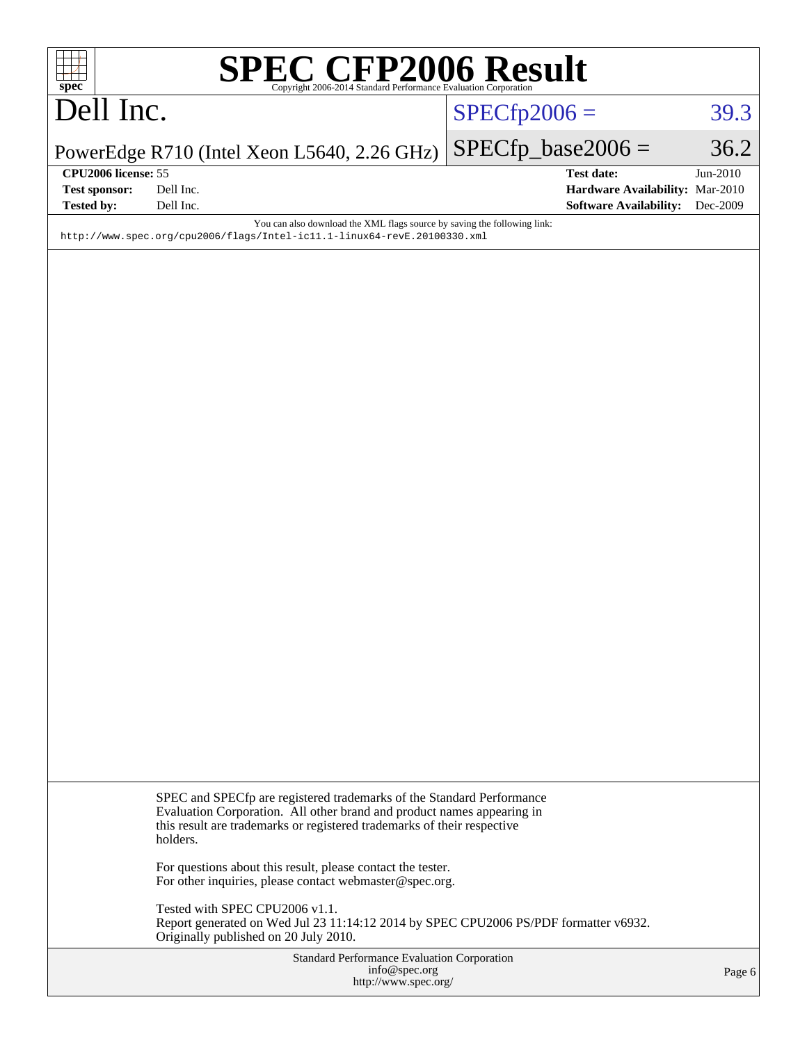# SPEC CFP2006 Result

Copyright 2006-2014 Standard Performance Evaluation Corporation

## Dell Inc.

PowerEdge R710 (Intel Xeon L5640, 2.26 GHz)

SPECfp2006 = 39.3

SPECfp_base2006 = 36.2

**CPU2006 license:** 55
**Test sponsor:** Dell Inc.
**Tested by:** Dell Inc.

**Test date:** Jun-2010
**Hardware Availability:** Mar-2010
**Software Availability:** Dec-2009

You can also download the XML flags source by saving the following link:
http://www.spec.org/cpu2006/flags/Intel-ic11.1-linux64-revE.20100330.xml

SPEC and SPECfp are registered trademarks of the Standard Performance Evaluation Corporation. All other brand and product names appearing in this result are trademarks or registered trademarks of their respective holders.

For questions about this result, please contact the tester.
For other inquiries, please contact webmaster@spec.org.

Tested with SPEC CPU2006 v1.1.
Report generated on Wed Jul 23 11:14:12 2014 by SPEC CPU2006 PS/PDF formatter v6932.
Originally published on 20 July 2010.

Standard Performance Evaluation Corporation
info@spec.org
http://www.spec.org/